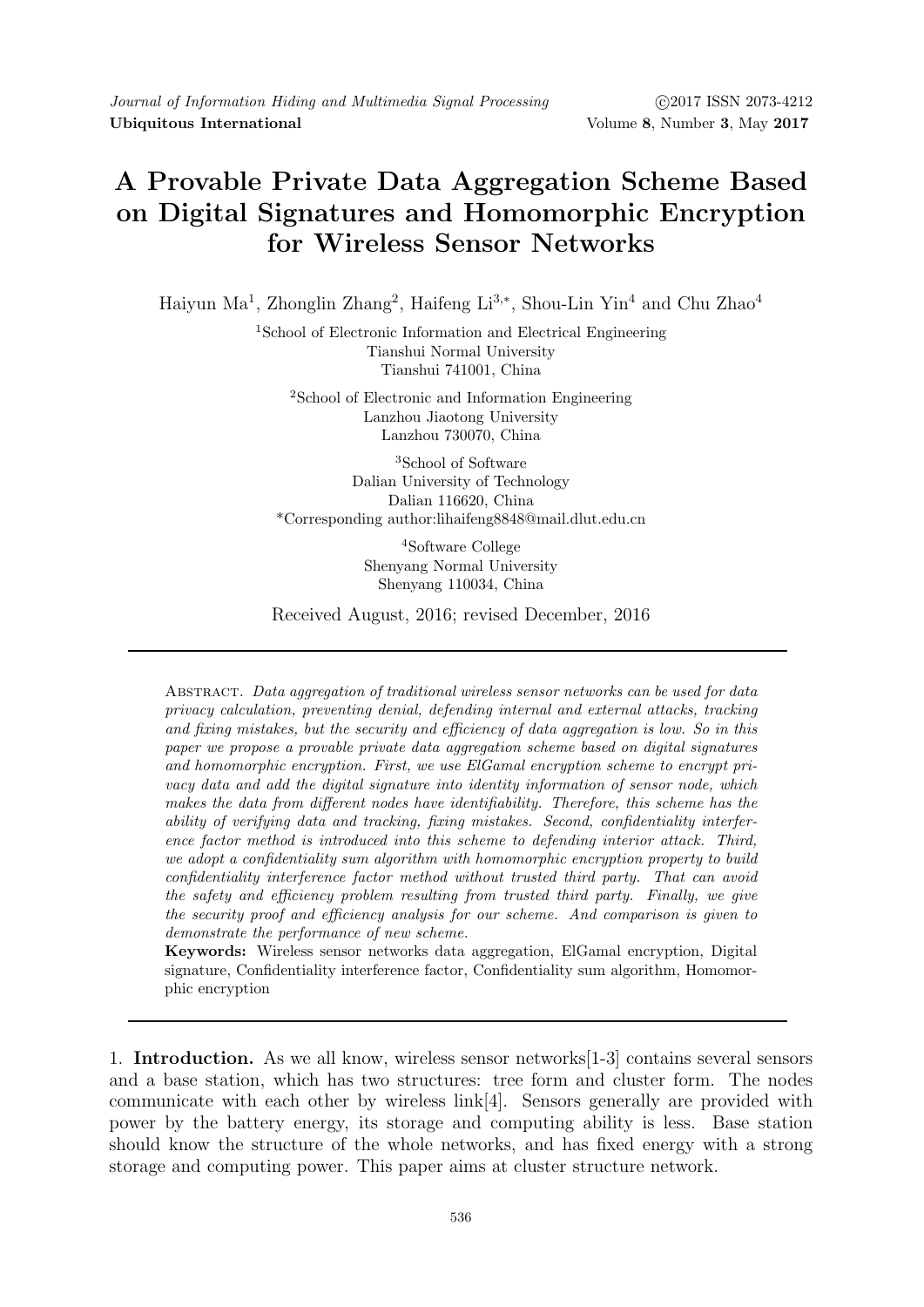# A Provable Private Data Aggregation Scheme Based on Digital Signatures and Homomorphic Encryption for Wireless Sensor Networks

Haiyun Ma[1], Zhonglin Zhang[2], Haifeng Li[3,*], Shou-Lin Yin[4] and Chu Zhao[4]

[1]School of Electronic Information and Electrical Engineering
Tianshui Normal University
Tianshui 741001, China

[2]School of Electronic and Information Engineering
Lanzhou Jiaotong University
Lanzhou 730070, China

[3]School of Software
Dalian University of Technology
Dalian 116620, China
*Corresponding author:lihaifeng8848@mail.dlut.edu.cn

[4]Software College
Shenyang Normal University
Shenyang 110034, China

Received August, 2016; revised December, 2016

Abstract. *Data aggregation of traditional wireless sensor networks can be used for data privacy calculation, preventing denial, defending internal and external attacks, tracking and fixing mistakes, but the security and efficiency of data aggregation is low. So in this paper we propose a provable private data aggregation scheme based on digital signatures and homomorphic encryption. First, we use ElGamal encryption scheme to encrypt privacy data and add the digital signature into identity information of sensor node, which makes the data from different nodes have identifiability. Therefore, this scheme has the ability of verifying data and tracking, fixing mistakes. Second, confidentiality interference factor method is introduced into this scheme to defending interior attack. Third, we adopt a confidentiality sum algorithm with homomorphic encryption property to build confidentiality interference factor method without trusted third party. That can avoid the safety and efficiency problem resulting from trusted third party. Finally, we give the security proof and efficiency analysis for our scheme. And comparison is given to demonstrate the performance of new scheme.*

**Keywords:** Wireless sensor networks data aggregation, ElGamal encryption, Digital signature, Confidentiality interference factor, Confidentiality sum algorithm, Homomorphic encryption

1. **Introduction.** As we all know, wireless sensor networks[1-3] contains several sensors and a base station, which has two structures: tree form and cluster form. The nodes communicate with each other by wireless link[4]. Sensors generally are provided with power by the battery energy, its storage and computing ability is less. Base station should know the structure of the whole networks, and has fixed energy with a strong storage and computing power. This paper aims at cluster structure network.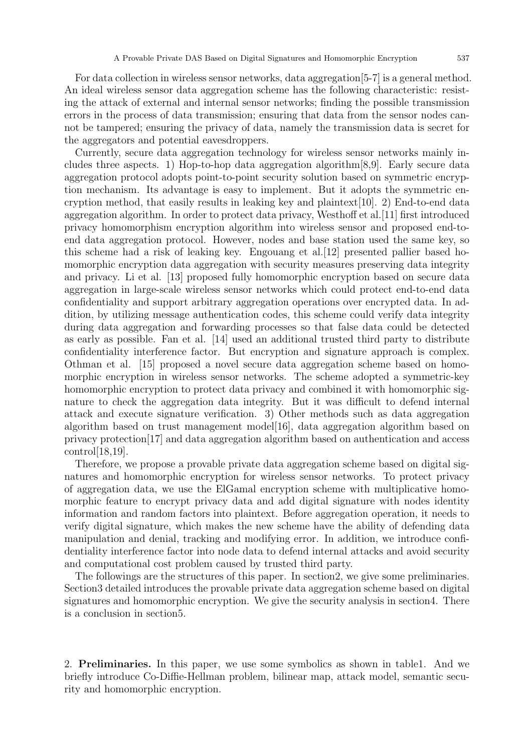For data collection in wireless sensor networks, data aggregation[5-7] is a general method. An ideal wireless sensor data aggregation scheme has the following characteristic: resisting the attack of external and internal sensor networks; finding the possible transmission errors in the process of data transmission; ensuring that data from the sensor nodes cannot be tampered; ensuring the privacy of data, namely the transmission data is secret for the aggregators and potential eavesdroppers.

Currently, secure data aggregation technology for wireless sensor networks mainly includes three aspects. 1) Hop-to-hop data aggregation algorithm[8,9]. Early secure data aggregation protocol adopts point-to-point security solution based on symmetric encryption mechanism. Its advantage is easy to implement. But it adopts the symmetric encryption method, that easily results in leaking key and plaintext[10]. 2) End-to-end data aggregation algorithm. In order to protect data privacy, Westhoff et al.[11] first introduced privacy homomorphism encryption algorithm into wireless sensor and proposed end-to-end data aggregation protocol. However, nodes and base station used the same key, so this scheme had a risk of leaking key. Engouang et al.[12] presented pallier based homomorphic encryption data aggregation with security measures preserving data integrity and privacy. Li et al. [13] proposed fully homomorphic encryption based on secure data aggregation in large-scale wireless sensor networks which could protect end-to-end data confidentiality and support arbitrary aggregation operations over encrypted data. In addition, by utilizing message authentication codes, this scheme could verify data integrity during data aggregation and forwarding processes so that false data could be detected as early as possible. Fan et al. [14] used an additional trusted third party to distribute confidentiality interference factor. But encryption and signature approach is complex. Othman et al. [15] proposed a novel secure data aggregation scheme based on homomorphic encryption in wireless sensor networks. The scheme adopted a symmetric-key homomorphic encryption to protect data privacy and combined it with homomorphic signature to check the aggregation data integrity. But it was difficult to defend internal attack and execute signature verification. 3) Other methods such as data aggregation algorithm based on trust management model[16], data aggregation algorithm based on privacy protection[17] and data aggregation algorithm based on authentication and access control[18,19].

Therefore, we propose a provable private data aggregation scheme based on digital signatures and homomorphic encryption for wireless sensor networks. To protect privacy of aggregation data, we use the ElGamal encryption scheme with multiplicative homomorphic feature to encrypt privacy data and add digital signature with nodes identity information and random factors into plaintext. Before aggregation operation, it needs to verify digital signature, which makes the new scheme have the ability of defending data manipulation and denial, tracking and modifying error. In addition, we introduce confidentiality interference factor into node data to defend internal attacks and avoid security and computational cost problem caused by trusted third party.

The followings are the structures of this paper. In section2, we give some preliminaries. Section3 detailed introduces the provable private data aggregation scheme based on digital signatures and homomorphic encryption. We give the security analysis in section4. There is a conclusion in section5.

## 2. **Preliminaries.**

In this paper, we use some symbolics as shown in table1. And we briefly introduce Co-Diffie-Hellman problem, bilinear map, attack model, semantic security and homomorphic encryption.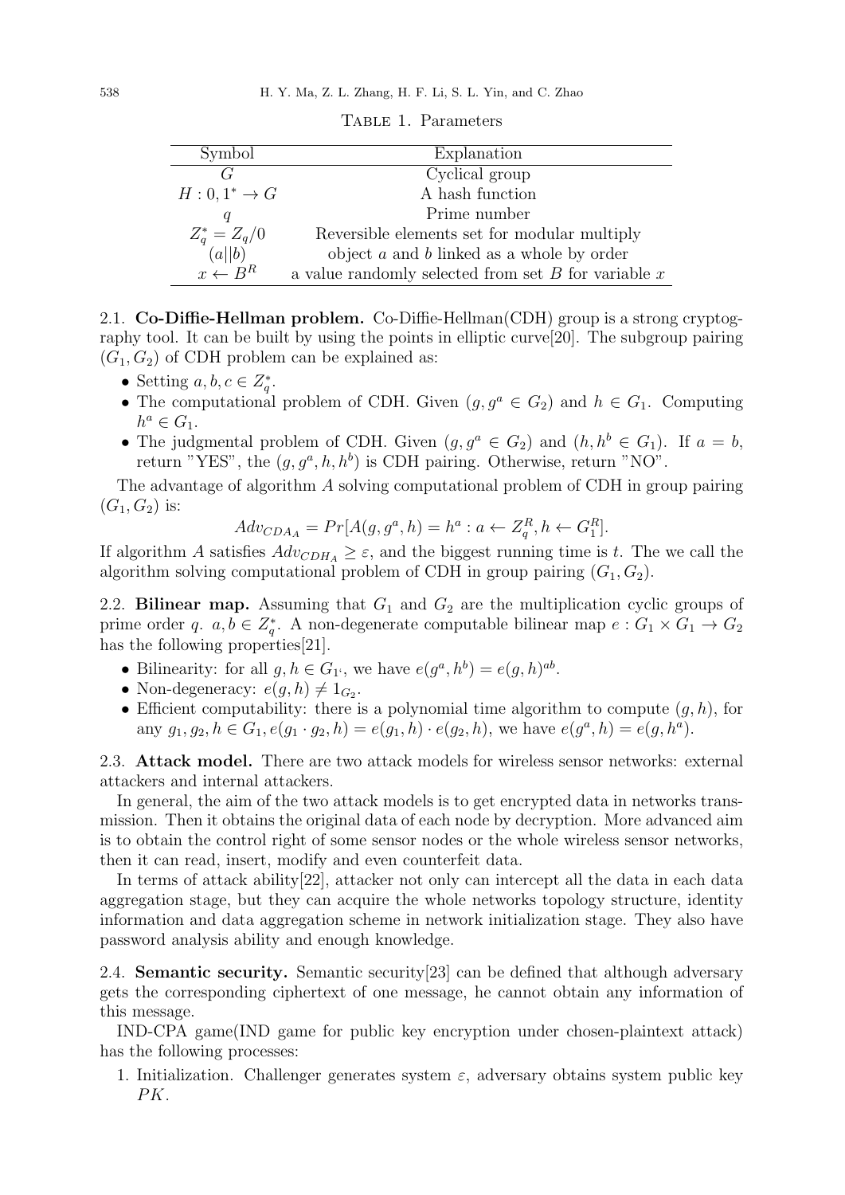Table 1. Parameters

| Symbol | Explanation |
|---|---|
| $G$ | Cyclical group |
| $H : 0, 1^* \rightarrow G$ | A hash function |
| $q$ | Prime number |
| $Z_q^* = Z_q/0$ | Reversible elements set for modular multiply |
| $(a\|\|b)$ | object $a$ and $b$ linked as a whole by order |
| $x \leftarrow B^R$ | a value randomly selected from set $B$ for variable $x$ |

2.1. **Co-Diffie-Hellman problem.** Co-Diffie-Hellman(CDH) group is a strong cryptography tool. It can be built by using the points in elliptic curve[20]. The subgroup pairing $(G_1, G_2)$ of CDH problem can be explained as:

- Setting $a, b, c \in Z_q^*$.
- The computational problem of CDH. Given $(g, g^a \in G_2)$ and $h \in G_1$. Computing $h^a \in G_1$.
- The judgmental problem of CDH. Given $(g, g^a \in G_2)$ and $(h, h^b \in G_1)$. If $a = b$, return "YES", the $(g, g^a, h, h^b)$ is CDH pairing. Otherwise, return "NO".

The advantage of algorithm $A$ solving computational problem of CDH in group pairing $(G_1, G_2)$ is:

$$Adv_{CDA_A} = Pr[A(g, g^a, h) = h^a : a \leftarrow Z_q^R, h \leftarrow G_1^R].$$

If algorithm $A$ satisfies $Adv_{CDH_A} \geq \varepsilon$, and the biggest running time is $t$. The we call the algorithm solving computational problem of CDH in group pairing $(G_1, G_2)$.

2.2. **Bilinear map.** Assuming that $G_1$ and $G_2$ are the multiplication cyclic groups of prime order $q$. $a, b \in Z_q^*$. A non-degenerate computable bilinear map $e : G_1 \times G_1 \rightarrow G_2$ has the following properties[21].

- Bilinearity: for all $g, h \in G_1$, we have $e(g^a, h^b) = e(g, h)^{ab}$.
- Non-degeneracy: $e(g, h) \neq 1_{G_2}$.
- Efficient computability: there is a polynomial time algorithm to compute $(g, h)$, for any $g_1, g_2, h \in G_1, e(g_1 \cdot g_2, h) = e(g_1, h) \cdot e(g_2, h)$, we have $e(g^a, h) = e(g, h^a)$.

2.3. **Attack model.** There are two attack models for wireless sensor networks: external attackers and internal attackers.

In general, the aim of the two attack models is to get encrypted data in networks transmission. Then it obtains the original data of each node by decryption. More advanced aim is to obtain the control right of some sensor nodes or the whole wireless sensor networks, then it can read, insert, modify and even counterfeit data.

In terms of attack ability[22], attacker not only can intercept all the data in each data aggregation stage, but they can acquire the whole networks topology structure, identity information and data aggregation scheme in network initialization stage. They also have password analysis ability and enough knowledge.

2.4. **Semantic security.** Semantic security[23] can be defined that although adversary gets the corresponding ciphertext of one message, he cannot obtain any information of this message.

IND-CPA game(IND game for public key encryption under chosen-plaintext attack) has the following processes:

1. Initialization. Challenger generates system $\varepsilon$, adversary obtains system public key $PK$.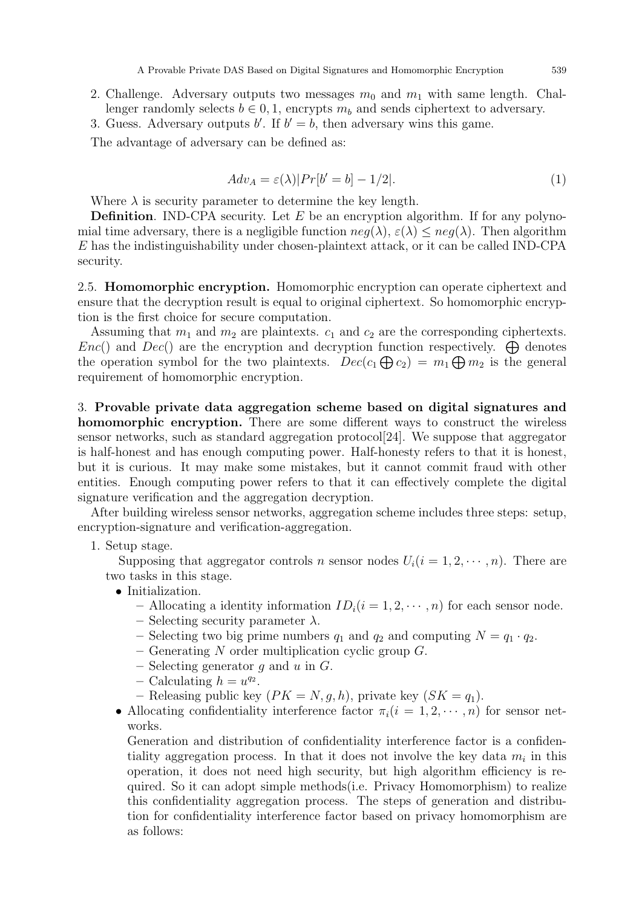2. Challenge. Adversary outputs two messages $m_0$ and $m_1$ with same length. Challenger randomly selects $b \in 0, 1$, encrypts $m_b$ and sends ciphertext to adversary.
3. Guess. Adversary outputs $b'$. If $b' = b$, then adversary wins this game.

The advantage of adversary can be defined as:

$$Adv_A = \varepsilon(\lambda)|Pr[b' = b] - 1/2|. \tag{1}$$

Where $\lambda$ is security parameter to determine the key length.

**Definition**. IND-CPA security. Let $E$ be an encryption algorithm. If for any polynomial time adversary, there is a negligible function $neg(\lambda)$, $\varepsilon(\lambda) \leq neg(\lambda)$. Then algorithm $E$ has the indistinguishability under chosen-plaintext attack, or it can be called IND-CPA security.

2.5. **Homomorphic encryption.** Homomorphic encryption can operate ciphertext and ensure that the decryption result is equal to original ciphertext. So homomorphic encryption is the first choice for secure computation.

Assuming that $m_1$ and $m_2$ are plaintexts. $c_1$ and $c_2$ are the corresponding ciphertexts. $Enc()$ and $Dec()$ are the encryption and decryption function respectively. $\bigoplus$ denotes the operation symbol for the two plaintexts. $Dec(c_1 \bigoplus c_2) = m_1 \bigoplus m_2$ is the general requirement of homomorphic encryption.

3. **Provable private data aggregation scheme based on digital signatures and homomorphic encryption.** There are some different ways to construct the wireless sensor networks, such as standard aggregation protocol[24]. We suppose that aggregator is half-honest and has enough computing power. Half-honesty refers to that it is honest, but it is curious. It may make some mistakes, but it cannot commit fraud with other entities. Enough computing power refers to that it can effectively complete the digital signature verification and the aggregation decryption.

After building wireless sensor networks, aggregation scheme includes three steps: setup, encryption-signature and verification-aggregation.

1. Setup stage.

   Supposing that aggregator controls $n$ sensor nodes $U_i (i = 1, 2, \cdots, n)$. There are two tasks in this stage.

   - Initialization.
     - Allocating a identity information $ID_i (i = 1, 2, \cdots, n)$ for each sensor node.
     - Selecting security parameter $\lambda$.
     - Selecting two big prime numbers $q_1$ and $q_2$ and computing $N = q_1 \cdot q_2$.
     - Generating $N$ order multiplication cyclic group $G$.
     - Selecting generator $g$ and $u$ in $G$.
     - Calculating $h = u^{q_2}$.
     - Releasing public key $(PK = N, g, h)$, private key $(SK = q_1)$.
   - Allocating confidentiality interference factor $\pi_i (i = 1, 2, \cdots, n)$ for sensor networks.

     Generation and distribution of confidentiality interference factor is a confidentiality aggregation process. In that it does not involve the key data $m_i$ in this operation, it does not need high security, but high algorithm efficiency is required. So it can adopt simple methods(i.e. Privacy Homomorphism) to realize this confidentiality aggregation process. The steps of generation and distribution for confidentiality interference factor based on privacy homomorphism are as follows: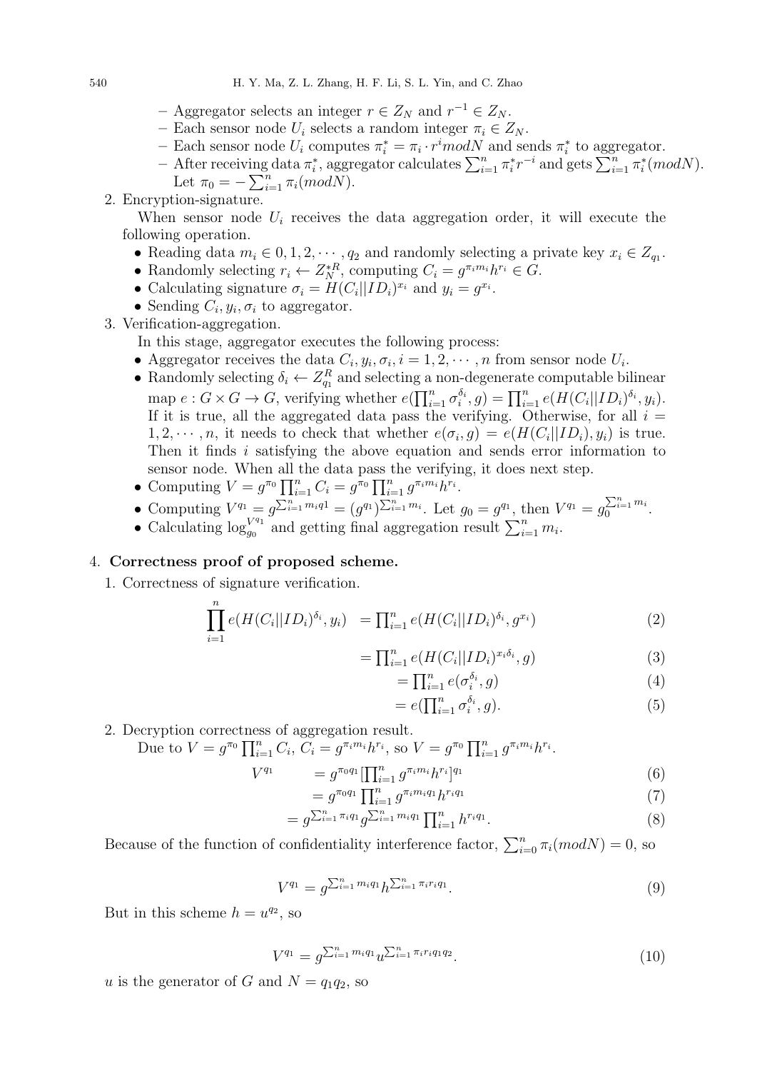- Aggregator selects an integer $r \in Z_N$ and $r^{-1} \in Z_N$.
- Each sensor node $U_i$ selects a random integer $\pi_i \in Z_N$.
- Each sensor node $U_i$ computes $\pi_i^* = \pi_i \cdot r^i modN$ and sends $\pi_i^*$ to aggregator.
- After receiving data $\pi_i^*$, aggregator calculates $\sum_{i=1}^n \pi_i^* r^{-i}$ and gets $\sum_{i=1}^n \pi_i^*(modN)$. Let $\pi_0 = -\sum_{i=1}^n \pi_i(modN)$.

2. Encryption-signature.

When sensor node $U_i$ receives the data aggregation order, it will execute the following operation.

- Reading data $m_i \in 0, 1, 2, \cdots, q_2$ and randomly selecting a private key $x_i \in Z_{q_1}$.
- Randomly selecting $r_i \leftarrow Z_N^{*R}$, computing $C_i = g^{\pi_i m_i} h^{r_i} \in G$.
- Calculating signature $\sigma_i = H(C_i||ID_i)^{x_i}$ and $y_i = g^{x_i}$.
- Sending $C_i, y_i, \sigma_i$ to aggregator.

3. Verification-aggregation.

In this stage, aggregator executes the following process:

- Aggregator receives the data $C_i, y_i, \sigma_i, i = 1, 2, \cdots, n$ from sensor node $U_i$.
- Randomly selecting $\delta_i \leftarrow Z_{q_1}^R$ and selecting a non-degenerate computable bilinear map $e : G \times G \rightarrow G$, verifying whether $e(\prod_{i=1}^n \sigma_i^{\delta_i}, g) = \prod_{i=1}^n e(H(C_i||ID_i)^{\delta_i}, y_i)$. If it is true, all the aggregated data pass the verifying. Otherwise, for all $i = 1, 2, \cdots, n$, it needs to check that whether $e(\sigma_i, g) = e(H(C_i||ID_i), y_i)$ is true. Then it finds $i$ satisfying the above equation and sends error information to sensor node. When all the data pass the verifying, it does next step.
- Computing $V = g^{\pi_0} \prod_{i=1}^n C_i = g^{\pi_0} \prod_{i=1}^n g^{\pi_i m_i} h^{r_i}$.
- Computing $V^{q_1} = g^{\sum_{i=1}^n m_i q1} = (g^{q_1})^{\sum_{i=1}^n m_i}$. Let $g_0 = g^{q_1}$, then $V^{q_1} = g_0^{\sum_{i=1}^n m_i}$.
- Calculating $\log_{g_0}^{V^{q_1}}$ and getting final aggregation result $\sum_{i=1}^n m_i$.

## 4. Correctness proof of proposed scheme.

1. Correctness of signature verification.

$$\prod_{i=1}^{n} e(H(C_i||ID_i)^{\delta_i}, y_i) = \prod_{i=1}^n e(H(C_i||ID_i)^{\delta_i}, g^{x_i}) \tag{2}$$

$$= \prod_{i=1}^n e(H(C_i||ID_i)^{x_i \delta_i}, g) \tag{3}$$

$$= \prod_{i=1}^n e(\sigma_i^{\delta_i}, g) \tag{4}$$

$$= e(\prod_{i=1}^n \sigma_i^{\delta_i}, g). \tag{5}$$

2. Decryption correctness of aggregation result.

Due to $V = g^{\pi_0} \prod_{i=1}^n C_i$, $C_i = g^{\pi_i m_i} h^{r_i}$, so $V = g^{\pi_0} \prod_{i=1}^n g^{\pi_i m_i} h^{r_i}$.

$$V^{q_1} = g^{\pi_0 q_1} [\prod_{i=1}^n g^{\pi_i m_i} h^{r_i}]^{q_1} \tag{6}$$

$$= g^{\pi_0 q_1} \prod_{i=1}^n g^{\pi_i m_i q_1} h^{r_i q_1} \tag{7}$$

$$= g^{\sum_{i=1}^n \pi_i q_1} g^{\sum_{i=1}^n m_i q_1} \prod_{i=1}^n h^{r_i q_1}. \tag{8}$$

Because of the function of confidentiality interference factor, $\sum_{i=0}^n \pi_i(modN) = 0$, so

$$V^{q_1} = g^{\sum_{i=1}^n m_i q_1} h^{\sum_{i=1}^n \pi_i r_i q_1}. \tag{9}$$

But in this scheme $h = u^{q_2}$, so

$$V^{q_1} = g^{\sum_{i=1}^n m_i q_1} u^{\sum_{i=1}^n \pi_i r_i q_1 q_2}. \tag{10}$$

$u$ is the generator of $G$ and $N = q_1 q_2$, so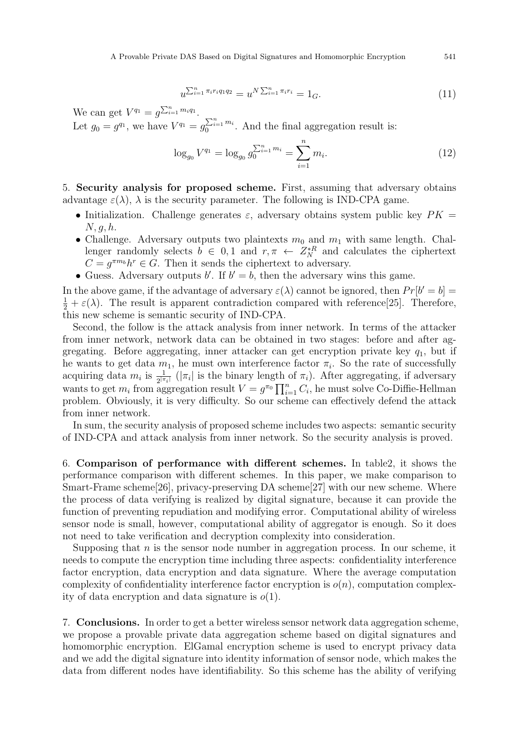$$u^{\sum_{i=1}^{n}\pi_i r_i q_1 q_2} = u^{N\sum_{i=1}^{n}\pi_i r_i} = 1_G. \tag{11}$$

We can get $V^{q_1} = g^{\sum_{i=1}^{n} m_i q_1}$.

Let $g_0 = g^{q_1}$, we have $V^{q_1} = g_0^{\sum_{i=1}^{n} m_i}$. And the final aggregation result is:

$$\log_{g_0} V^{q_1} = \log_{g_0} g_0^{\sum_{i=1}^{n} m_i} = \sum_{i=1}^{n} m_i. \tag{12}$$

5. **Security analysis for proposed scheme.** First, assuming that adversary obtains advantage $\varepsilon(\lambda)$, $\lambda$ is the security parameter. The following is IND-CPA game.

- Initialization. Challenge generates $\varepsilon$, adversary obtains system public key $PK = N, g, h$.
- Challenge. Adversary outputs two plaintexts $m_0$ and $m_1$ with same length. Challenger randomly selects $b \in 0, 1$ and $r, \pi \leftarrow Z_N^{*R}$ and calculates the ciphertext $C = g^{\pi m_b} h^r \in G$. Then it sends the ciphertext to adversary.
- Guess. Adversary outputs $b'$. If $b' = b$, then the adversary wins this game.

In the above game, if the advantage of adversary $\varepsilon(\lambda)$ cannot be ignored, then $Pr[b' = b] = \frac{1}{2} + \varepsilon(\lambda)$. The result is apparent contradiction compared with reference[25]. Therefore, this new scheme is semantic security of IND-CPA.

Second, the follow is the attack analysis from inner network. In terms of the attacker from inner network, network data can be obtained in two stages: before and after aggregating. Before aggregating, inner attacker can get encryption private key $q_1$, but if he wants to get data $m_1$, he must own interference factor $\pi_i$. So the rate of successfully acquiring data $m_i$ is $\frac{1}{2^{|\pi_i|}}$ ($|\pi_i|$ is the binary length of $\pi_i$). After aggregating, if adversary wants to get $m_i$ from aggregation result $V = g^{\pi_0} \prod_{i=1}^{n} C_i$, he must solve Co-Diffie-Hellman problem. Obviously, it is very difficulty. So our scheme can effectively defend the attack from inner network.

In sum, the security analysis of proposed scheme includes two aspects: semantic security of IND-CPA and attack analysis from inner network. So the security analysis is proved.

6. **Comparison of performance with different schemes.** In table2, it shows the performance comparison with different schemes. In this paper, we make comparison to Smart-Frame scheme[26], privacy-preserving DA scheme[27] with our new scheme. Where the process of data verifying is realized by digital signature, because it can provide the function of preventing repudiation and modifying error. Computational ability of wireless sensor node is small, however, computational ability of aggregator is enough. So it does not need to take verification and decryption complexity into consideration.

Supposing that $n$ is the sensor node number in aggregation process. In our scheme, it needs to compute the encryption time including three aspects: confidentiality interference factor encryption, data encryption and data signature. Where the average computation complexity of confidentiality interference factor encryption is $o(n)$, computation complexity of data encryption and data signature is $o(1)$.

7. **Conclusions.** In order to get a better wireless sensor network data aggregation scheme, we propose a provable private data aggregation scheme based on digital signatures and homomorphic encryption. ElGamal encryption scheme is used to encrypt privacy data and we add the digital signature into identity information of sensor node, which makes the data from different nodes have identifiability. So this scheme has the ability of verifying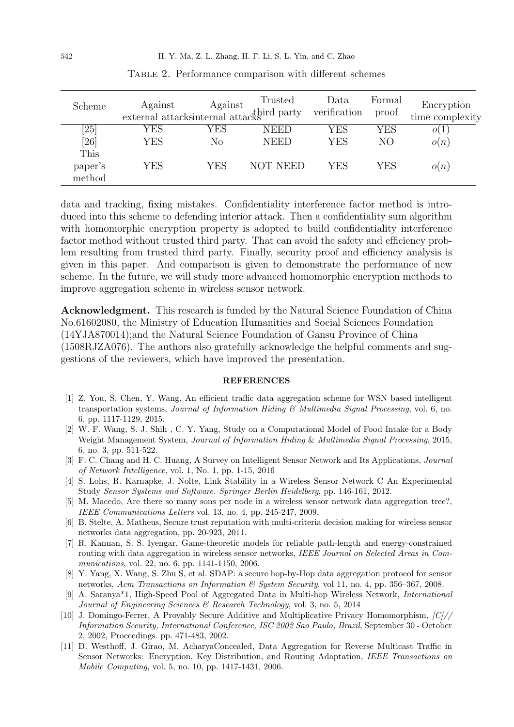TABLE 2. Performance comparison with different schemes

| Scheme | Against external attacks | Against internal attacks | Trusted third party | Data verification | Formal proof | Encryption time complexity |
|---|---|---|---|---|---|---|
| [25] | YES | YES | NEED | YES | YES | $o(1)$ |
| [26] | YES | No | NEED | YES | NO | $o(n)$ |
| This paper's method | YES | YES | NOT NEED | YES | YES | $o(n)$ |

data and tracking, fixing mistakes. Confidentiality interference factor method is introduced into this scheme to defending interior attack. Then a confidentiality sum algorithm with homomorphic encryption property is adopted to build confidentiality interference factor method without trusted third party. That can avoid the safety and efficiency problem resulting from trusted third party. Finally, security proof and efficiency analysis is given in this paper. And comparison is given to demonstrate the performance of new scheme. In the future, we will study more advanced homomorphic encryption methods to improve aggregation scheme in wireless sensor network.

**Acknowledgment.** This research is funded by the Natural Science Foundation of China No.61602080, the Ministry of Education Humanities and Social Sciences Foundation (14YJA870014);and the Natural Science Foundation of Gansu Province of China (1508RJZA076). The authors also gratefully acknowledge the helpful comments and suggestions of the reviewers, which have improved the presentation.

## REFERENCES

[1] Z. You, S. Chen, Y. Wang, An efficient traffic data aggregation scheme for WSN based intelligent transportation systems, *Journal of Information Hiding & Multimedia Signal Processing*, vol. 6, no. 6, pp. 1117-1129, 2015.

[2] W. F. Wang, S. J. Shih , C. Y. Yang, Study on a Computational Model of Food Intake for a Body Weight Management System, *Journal of Information Hiding* & *Multimedia Signal Processing*, 2015, 6, no. 3, pp. 511-522.

[3] F. C. Chang and H. C. Huang, A Survey on Intelligent Sensor Network and Its Applications, *Journal of Network Intelligence*, vol. 1, No. 1, pp. 1-15, 2016

[4] S. Lohs, R. Karnapke, J. Nolte, Link Stability in a Wireless Sensor Network C An Experimental Study *Sensor Systems and Software. Springer Berlin Heidelberg*, pp. 146-161, 2012.

[5] M. Macedo, Are there so many sons per node in a wireless sensor network data aggregation tree?, *IEEE Communications Letters* vol. 13, no. 4, pp. 245-247, 2009.

[6] B. Stelte, A. Matheus, Secure trust reputation with multi-criteria decision making for wireless sensor networks data aggregation, pp. 20-923, 2011.

[7] R. Kannan, S. S. Iyengar, Game-theoretic models for reliable path-length and energy-constrained routing with data aggregation in wireless sensor networks, *IEEE Journal on Selected Areas in Communications*, vol. 22, no. 6, pp. 1141-1150, 2006.

[8] Y. Yang, X. Wang, S. Zhu S, et al. SDAP: a secure hop-by-Hop data aggregation protocol for sensor networks, *Acm Transactions on Information & System Security*, vol 11, no. 4, pp. 356–367, 2008.

[9] A. Saranya*1, High-Speed Pool of Aggregated Data in Multi-hop Wireless Network, *International Journal of Engineering Sciences & Research Technology*, vol. 3, no. 5, 2014

[10] J. Domingo-Ferrer, A Provably Secure Additive and Multiplicative Privacy Homomorphism, *[C]// Information Security, International Conference, ISC 2002 Sao Paulo, Brazil*, September 30 - October 2, 2002, Proceedings. pp. 471-483, 2002.

[11] D. Westhoff, J. Girao, M. AcharyaConcealed, Data Aggregation for Reverse Multicast Traffic in Sensor Networks: Encryption, Key Distribution, and Routing Adaptation, *IEEE Transactions on Mobile Computing*, vol. 5, no. 10, pp. 1417-1431, 2006.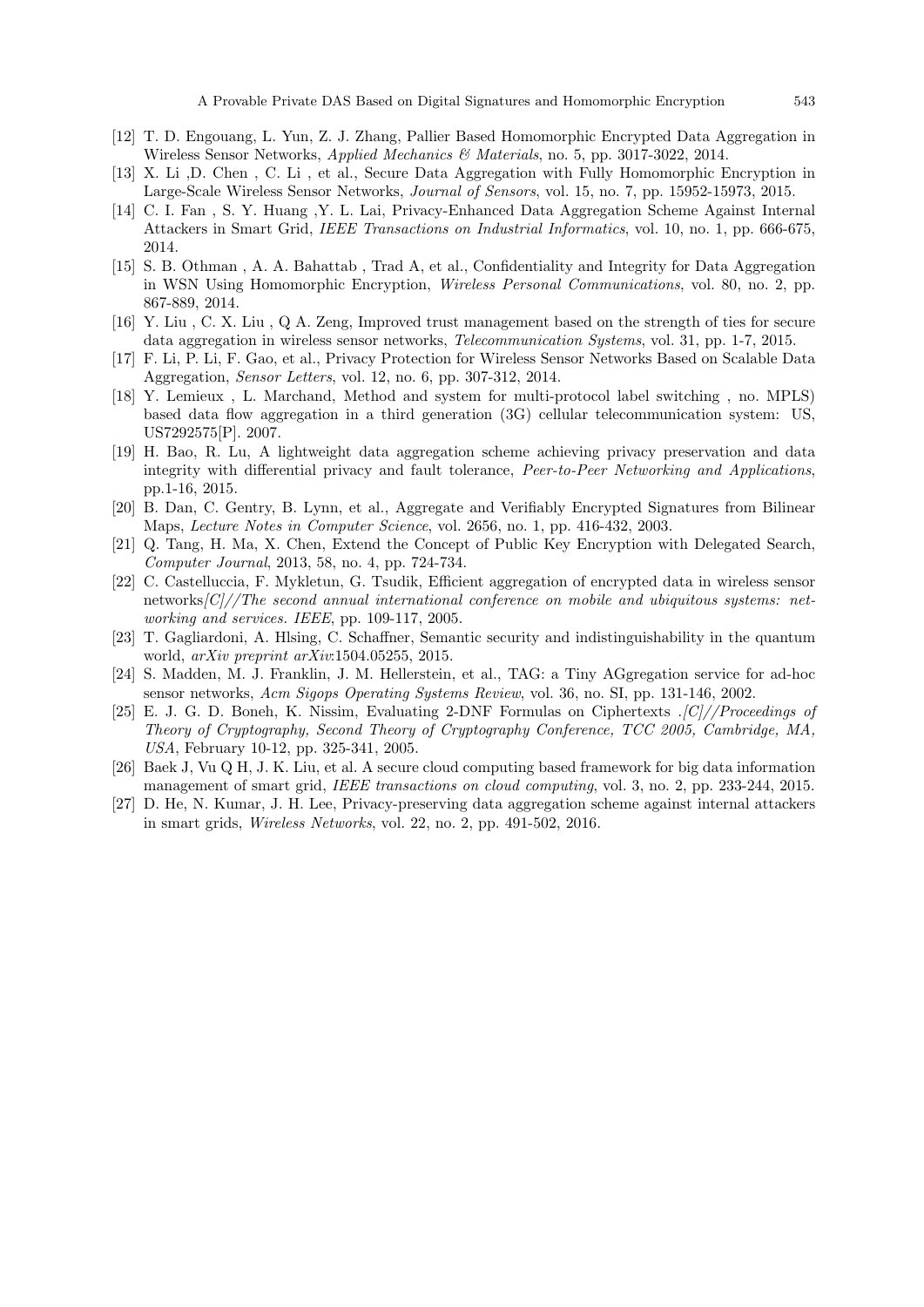[12] T. D. Engouang, L. Yun, Z. J. Zhang, Pallier Based Homomorphic Encrypted Data Aggregation in Wireless Sensor Networks, *Applied Mechanics & Materials*, no. 5, pp. 3017-3022, 2014.

[13] X. Li ,D. Chen , C. Li , et al., Secure Data Aggregation with Fully Homomorphic Encryption in Large-Scale Wireless Sensor Networks, *Journal of Sensors*, vol. 15, no. 7, pp. 15952-15973, 2015.

[14] C. I. Fan , S. Y. Huang ,Y. L. Lai, Privacy-Enhanced Data Aggregation Scheme Against Internal Attackers in Smart Grid, *IEEE Transactions on Industrial Informatics*, vol. 10, no. 1, pp. 666-675, 2014.

[15] S. B. Othman , A. A. Bahattab , Trad A, et al., Confidentiality and Integrity for Data Aggregation in WSN Using Homomorphic Encryption, *Wireless Personal Communications*, vol. 80, no. 2, pp. 867-889, 2014.

[16] Y. Liu , C. X. Liu , Q A. Zeng, Improved trust management based on the strength of ties for secure data aggregation in wireless sensor networks, *Telecommunication Systems*, vol. 31, pp. 1-7, 2015.

[17] F. Li, P. Li, F. Gao, et al., Privacy Protection for Wireless Sensor Networks Based on Scalable Data Aggregation, *Sensor Letters*, vol. 12, no. 6, pp. 307-312, 2014.

[18] Y. Lemieux , L. Marchand, Method and system for multi-protocol label switching , no. MPLS) based data flow aggregation in a third generation (3G) cellular telecommunication system: US, US7292575[P]. 2007.

[19] H. Bao, R. Lu, A lightweight data aggregation scheme achieving privacy preservation and data integrity with differential privacy and fault tolerance, *Peer-to-Peer Networking and Applications*, pp.1-16, 2015.

[20] B. Dan, C. Gentry, B. Lynn, et al., Aggregate and Verifiably Encrypted Signatures from Bilinear Maps, *Lecture Notes in Computer Science*, vol. 2656, no. 1, pp. 416-432, 2003.

[21] Q. Tang, H. Ma, X. Chen, Extend the Concept of Public Key Encryption with Delegated Search, *Computer Journal*, 2013, 58, no. 4, pp. 724-734.

[22] C. Castelluccia, F. Mykletun, G. Tsudik, Efficient aggregation of encrypted data in wireless sensor networks*[C]//The second annual international conference on mobile and ubiquitous systems: networking and services. IEEE*, pp. 109-117, 2005.

[23] T. Gagliardoni, A. Hlsing, C. Schaffner, Semantic security and indistinguishability in the quantum world, *arXiv preprint arXiv*:1504.05255, 2015.

[24] S. Madden, M. J. Franklin, J. M. Hellerstein, et al., TAG: a Tiny AGgregation service for ad-hoc sensor networks, *Acm Sigops Operating Systems Review*, vol. 36, no. SI, pp. 131-146, 2002.

[25] E. J. G. D. Boneh, K. Nissim, Evaluating 2-DNF Formulas on Ciphertexts *.[C]//Proceedings of Theory of Cryptography, Second Theory of Cryptography Conference, TCC 2005, Cambridge, MA, USA*, February 10-12, pp. 325-341, 2005.

[26] Baek J, Vu Q H, J. K. Liu, et al. A secure cloud computing based framework for big data information management of smart grid, *IEEE transactions on cloud computing*, vol. 3, no. 2, pp. 233-244, 2015.

[27] D. He, N. Kumar, J. H. Lee, Privacy-preserving data aggregation scheme against internal attackers in smart grids, *Wireless Networks*, vol. 22, no. 2, pp. 491-502, 2016.